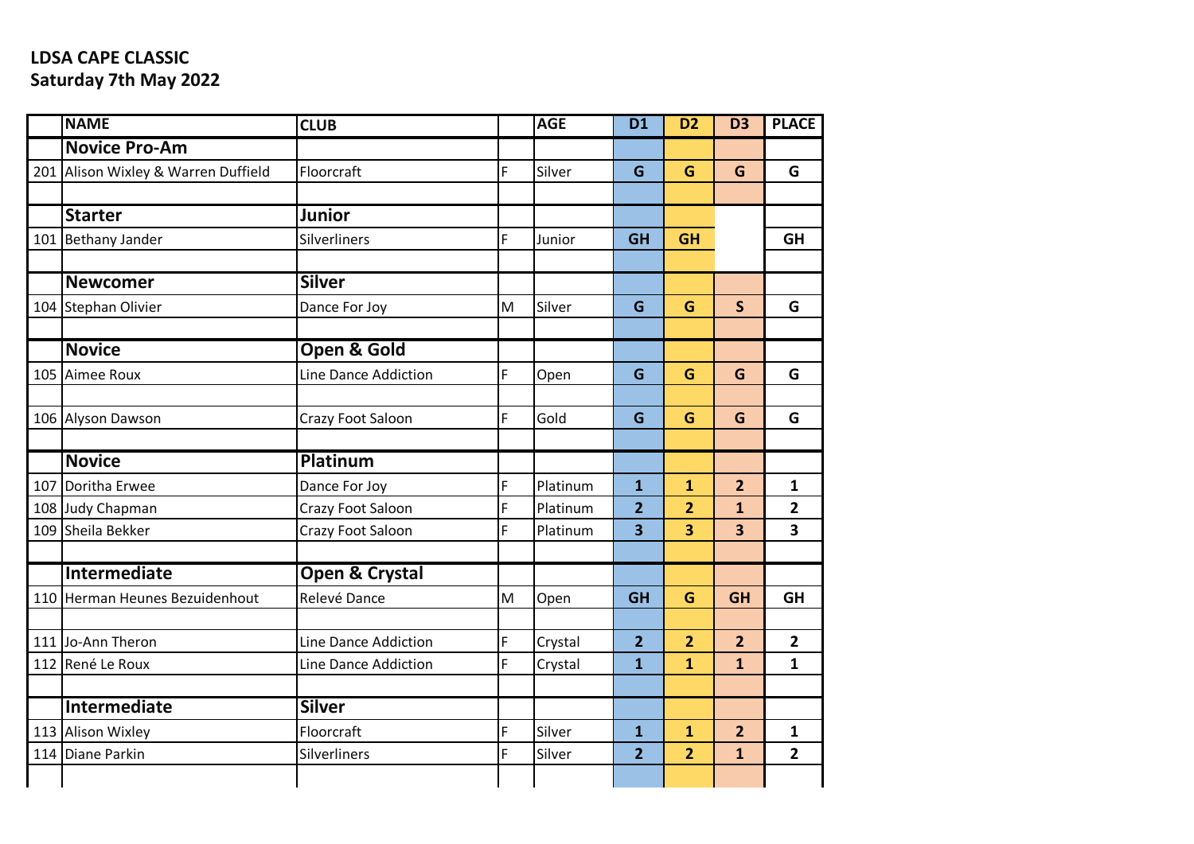**LDSA CAPE CLASSIC**
**Saturday 7th May 2022**

| | NAME | CLUB | | AGE | D1 | D2 | D3 | PLACE |
|---|---|---|---|---|---|---|---|---|
| | **Novice Pro-Am** | | | | | | | |
| 201 | Alison Wixley & Warren Duffield | Floorcraft | F | Silver | **G** | **G** | **G** | **G** |
| | | | | | | | | |
| | **Starter** | **Junior** | | | | | | |
| 101 | Bethany Jander | Silverliners | F | Junior | **GH** | **GH** | | **GH** |
| | | | | | | | | |
| | **Newcomer** | **Silver** | | | | | | |
| 104 | Stephan Olivier | Dance For Joy | M | Silver | **G** | **G** | **S** | **G** |
| | | | | | | | | |
| | **Novice** | **Open & Gold** | | | | | | |
| 105 | Aimee Roux | Line Dance Addiction | F | Open | **G** | **G** | **G** | **G** |
| | | | | | | | | |
| 106 | Alyson Dawson | Crazy Foot Saloon | F | Gold | **G** | **G** | **G** | **G** |
| | | | | | | | | |
| | **Novice** | **Platinum** | | | | | | |
| 107 | Doritha Erwee | Dance For Joy | F | Platinum | **1** | **1** | **2** | **1** |
| 108 | Judy Chapman | Crazy Foot Saloon | F | Platinum | **2** | **2** | **1** | **2** |
| 109 | Sheila Bekker | Crazy Foot Saloon | F | Platinum | **3** | **3** | **3** | **3** |
| | | | | | | | | |
| | **Intermediate** | **Open & Crystal** | | | | | | |
| 110 | Herman Heunes Bezuidenhout | Relevé Dance | M | Open | **GH** | **G** | **GH** | **GH** |
| | | | | | | | | |
| 111 | Jo-Ann Theron | Line Dance Addiction | F | Crystal | **2** | **2** | **2** | **2** |
| 112 | René Le Roux | Line Dance Addiction | F | Crystal | **1** | **1** | **1** | **1** |
| | | | | | | | | |
| | **Intermediate** | **Silver** | | | | | | |
| 113 | Alison Wixley | Floorcraft | F | Silver | **1** | **1** | **2** | **1** |
| 114 | Diane Parkin | Silverliners | F | Silver | **2** | **2** | **1** | **2** |
| | | | | | | | | |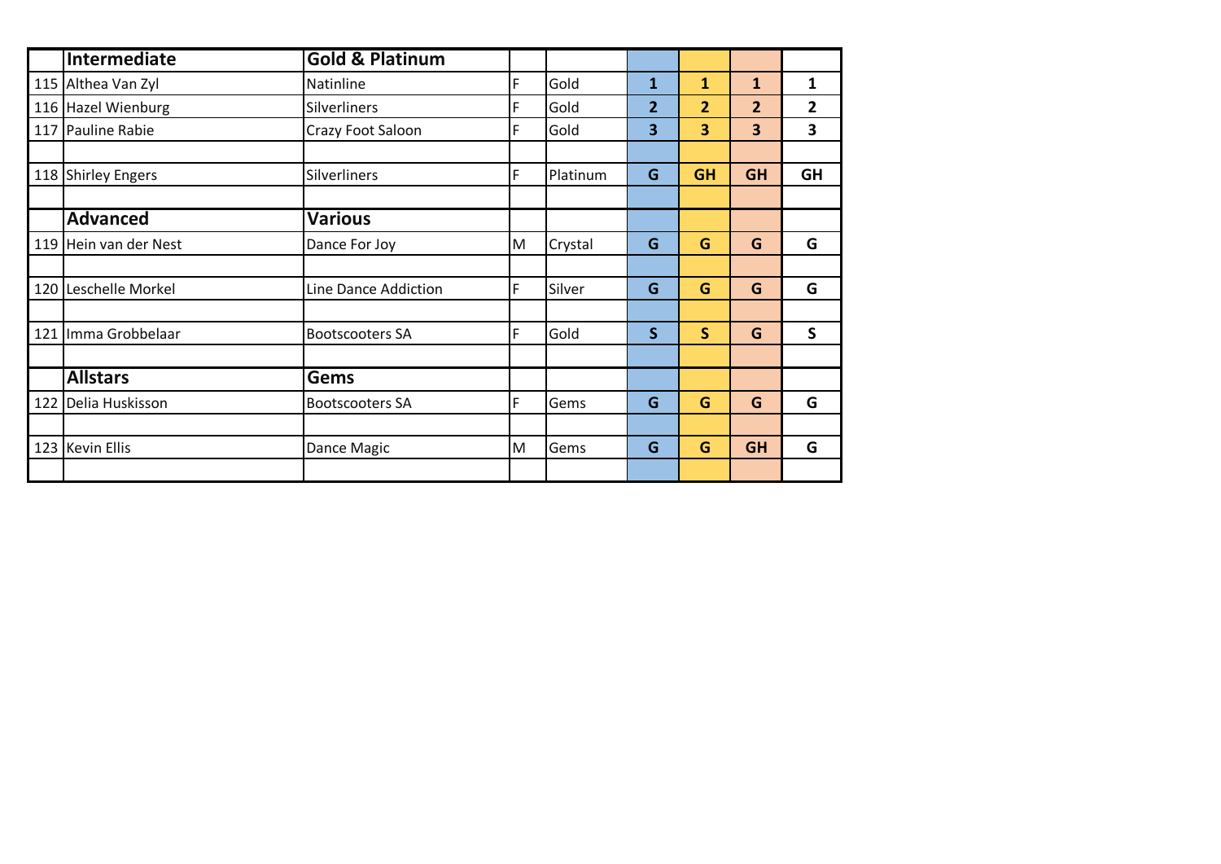| | | | | | | | | |
|---|---|---|---|---|---|---|---|---|
| | **Intermediate** | **Gold & Platinum** | | | | | | |
| 115 | Althea Van Zyl | Natinline | F | Gold | **1** | **1** | **1** | **1** |
| 116 | Hazel Wienburg | Silverliners | F | Gold | **2** | **2** | **2** | **2** |
| 117 | Pauline Rabie | Crazy Foot Saloon | F | Gold | **3** | **3** | **3** | **3** |
| | | | | | | | | |
| 118 | Shirley Engers | Silverliners | F | Platinum | **G** | **GH** | **GH** | **GH** |
| | | | | | | | | |
| | **Advanced** | **Various** | | | | | | |
| 119 | Hein van der Nest | Dance For Joy | M | Crystal | **G** | **G** | **G** | **G** |
| | | | | | | | | |
| 120 | Leschelle Morkel | Line Dance Addiction | F | Silver | **G** | **G** | **G** | **G** |
| | | | | | | | | |
| 121 | Imma Grobbelaar | Bootscooters SA | F | Gold | **S** | **S** | **G** | **S** |
| | | | | | | | | |
| | **Allstars** | **Gems** | | | | | | |
| 122 | Delia Huskisson | Bootscooters SA | F | Gems | **G** | **G** | **G** | **G** |
| | | | | | | | | |
| 123 | Kevin Ellis | Dance Magic | M | Gems | **G** | **G** | **GH** | **G** |
| | | | | | | | | |